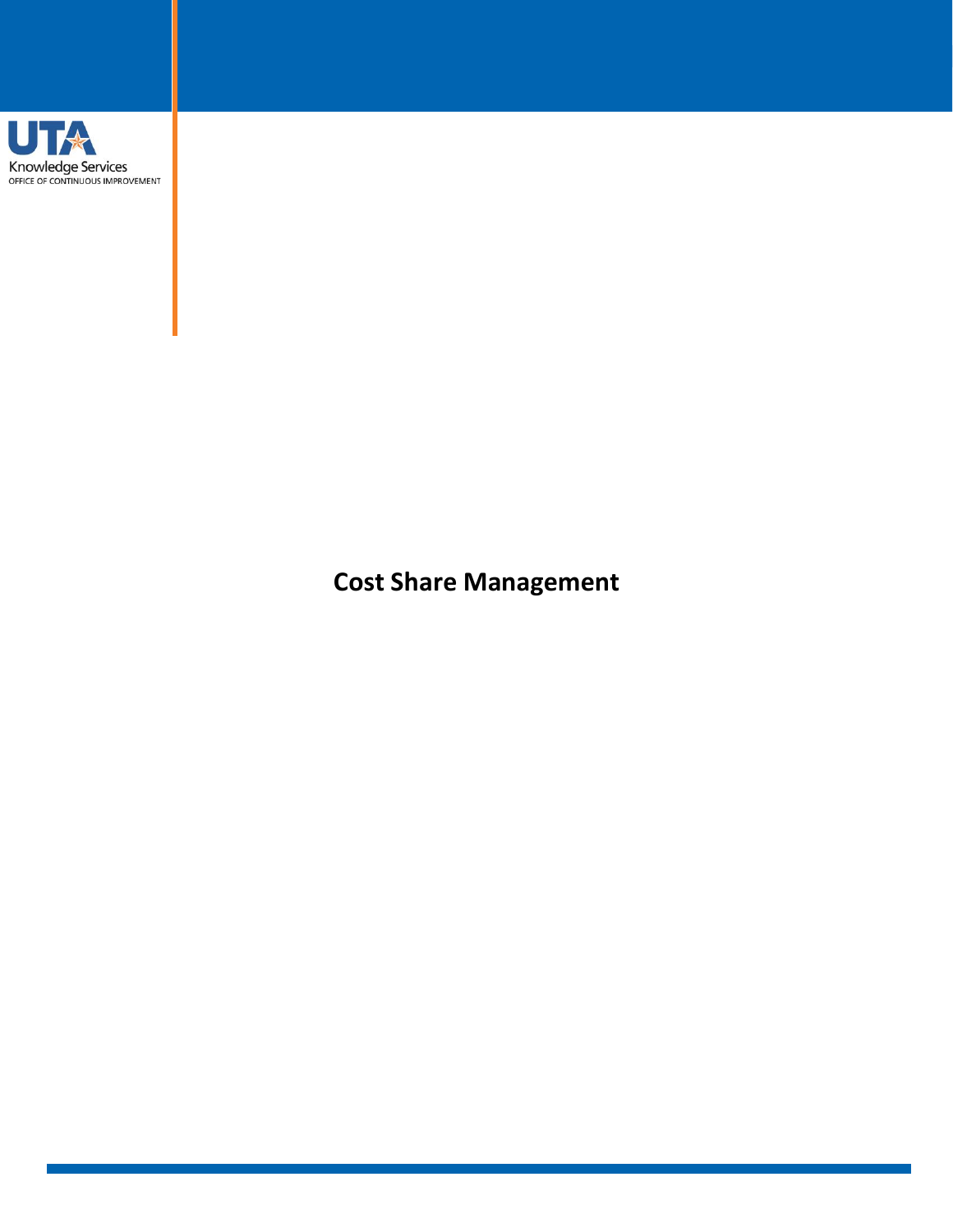UTA Knowledge Services
OFFICE OF CONTINUOUS IMPROVEMENT

# Cost Share Management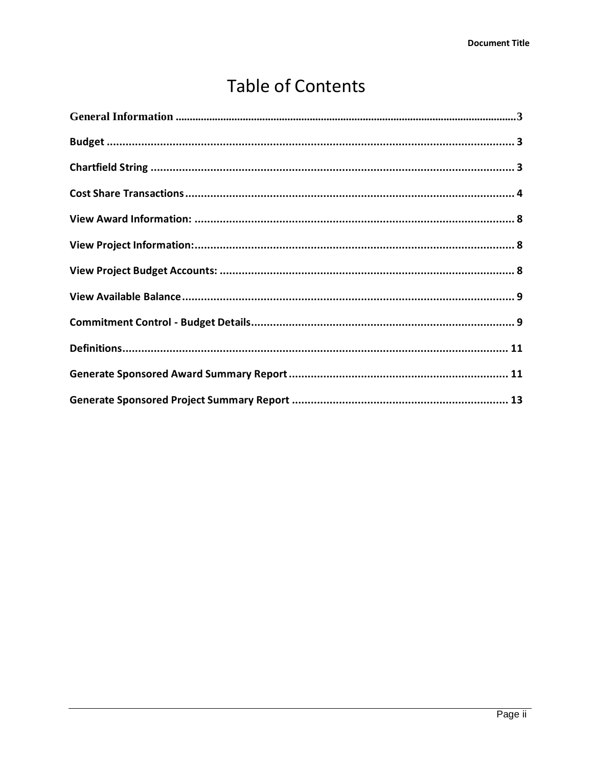# Table of Contents

General Information ........................................................................................................................3

Budget ................................................................................................................................ 3

Chartfield String ................................................................................................................. 3

Cost Share Transactions ..................................................................................................... 4

View Award Information: .................................................................................................... 8

View Project Information:.................................................................................................... 8

View Project Budget Accounts: ........................................................................................... 8

View Available Balance ........................................................................................................ 9

Commitment Control - Budget Details.................................................................................. 9

Definitions.......................................................................................................................... 11

Generate Sponsored Award Summary Report ..................................................................... 11

Generate Sponsored Project Summary Report .................................................................... 13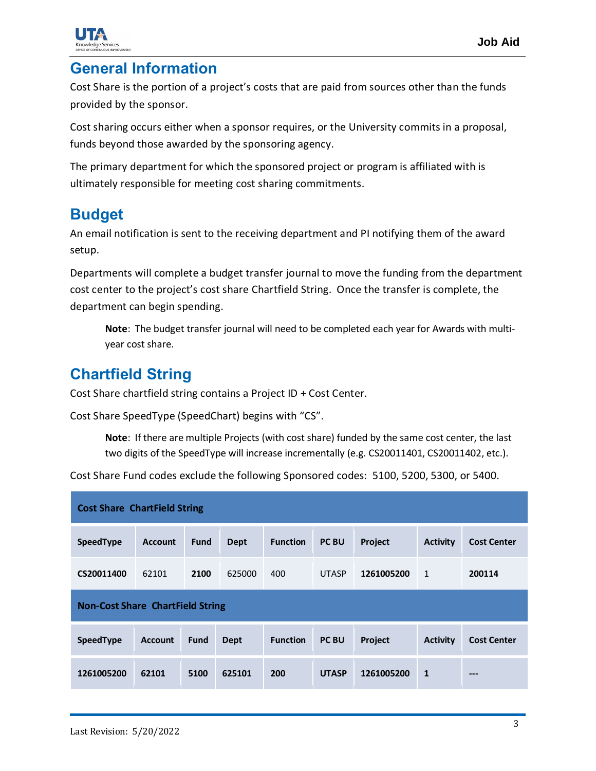## General Information

Cost Share is the portion of a project's costs that are paid from sources other than the funds provided by the sponsor.

Cost sharing occurs either when a sponsor requires, or the University commits in a proposal, funds beyond those awarded by the sponsoring agency.

The primary department for which the sponsored project or program is affiliated with is ultimately responsible for meeting cost sharing commitments.

## Budget

An email notification is sent to the receiving department and PI notifying them of the award setup.

Departments will complete a budget transfer journal to move the funding from the department cost center to the project's cost share Chartfield String. Once the transfer is complete, the department can begin spending.

> **Note**: The budget transfer journal will need to be completed each year for Awards with multi-year cost share.

## Chartfield String

Cost Share chartfield string contains a Project ID + Cost Center.

Cost Share SpeedType (SpeedChart) begins with "CS".

> **Note**: If there are multiple Projects (with cost share) funded by the same cost center, the last two digits of the SpeedType will increase incrementally (e.g. CS20011401, CS20011402, etc.).

Cost Share Fund codes exclude the following Sponsored codes: 5100, 5200, 5300, or 5400.

| **Cost Share ChartField String** | | | | | | | | |
|---|---|---|---|---|---|---|---|---|
| **SpeedType** | **Account** | **Fund** | **Dept** | **Function** | **PC BU** | **Project** | **Activity** | **Cost Center** |
| **CS20011400** | 62101 | **2100** | 625000 | 400 | UTASP | **1261005200** | 1 | **200114** |
| **Non-Cost Share ChartField String** | | | | | | | | |
| **SpeedType** | **Account** | **Fund** | **Dept** | **Function** | **PC BU** | **Project** | **Activity** | **Cost Center** |
| **1261005200** | **62101** | **5100** | **625101** | **200** | **UTASP** | **1261005200** | **1** | **---** |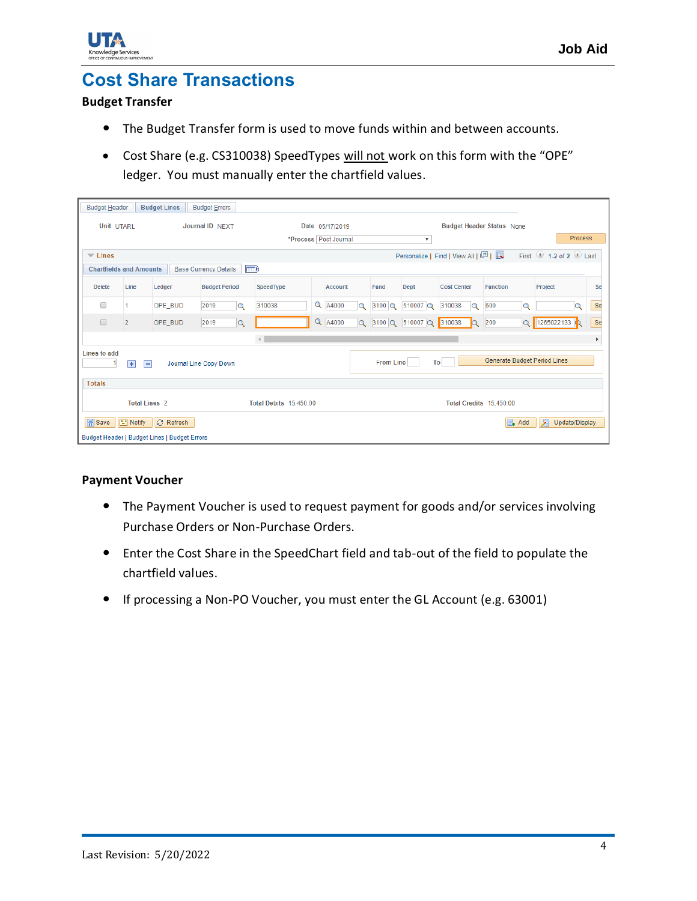# Cost Share Transactions

## Budget Transfer

- The Budget Transfer form is used to move funds within and between accounts.
- Cost Share (e.g. CS310038) SpeedTypes will not work on this form with the "OPE" ledger. You must manually enter the chartfield values.

## Payment Voucher

- The Payment Voucher is used to request payment for goods and/or services involving Purchase Orders or Non-Purchase Orders.
- Enter the Cost Share in the SpeedChart field and tab-out of the field to populate the chartfield values.
- If processing a Non-PO Voucher, you must enter the GL Account (e.g. 63001)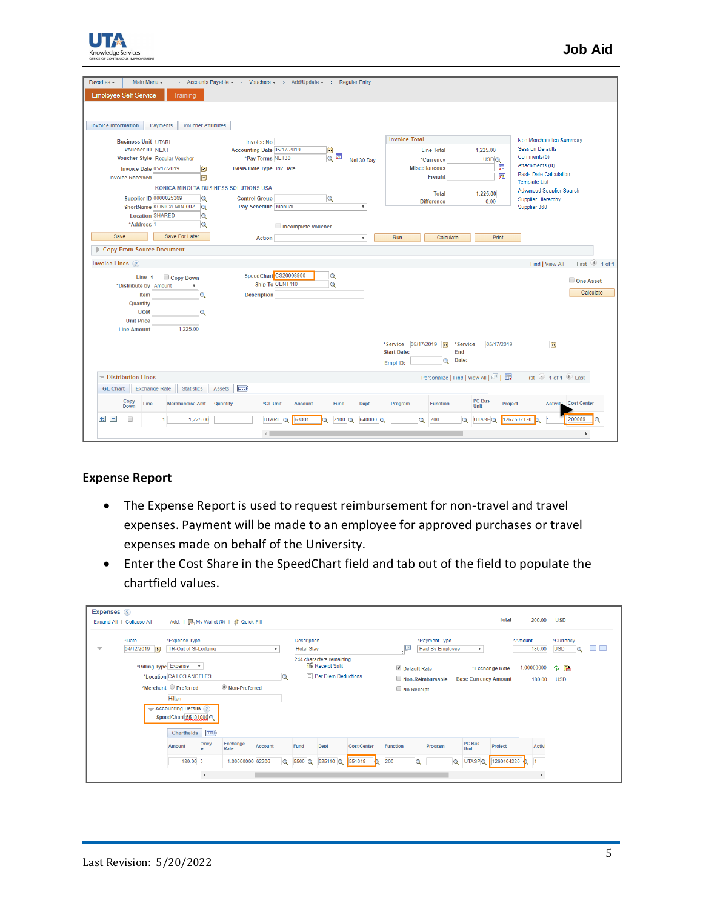## Expense Report

- The Expense Report is used to request reimbursement for non-travel and travel expenses. Payment will be made to an employee for approved purchases or travel expenses made on behalf of the University.
- Enter the Cost Share in the SpeedChart field and tab out of the field to populate the chartfield values.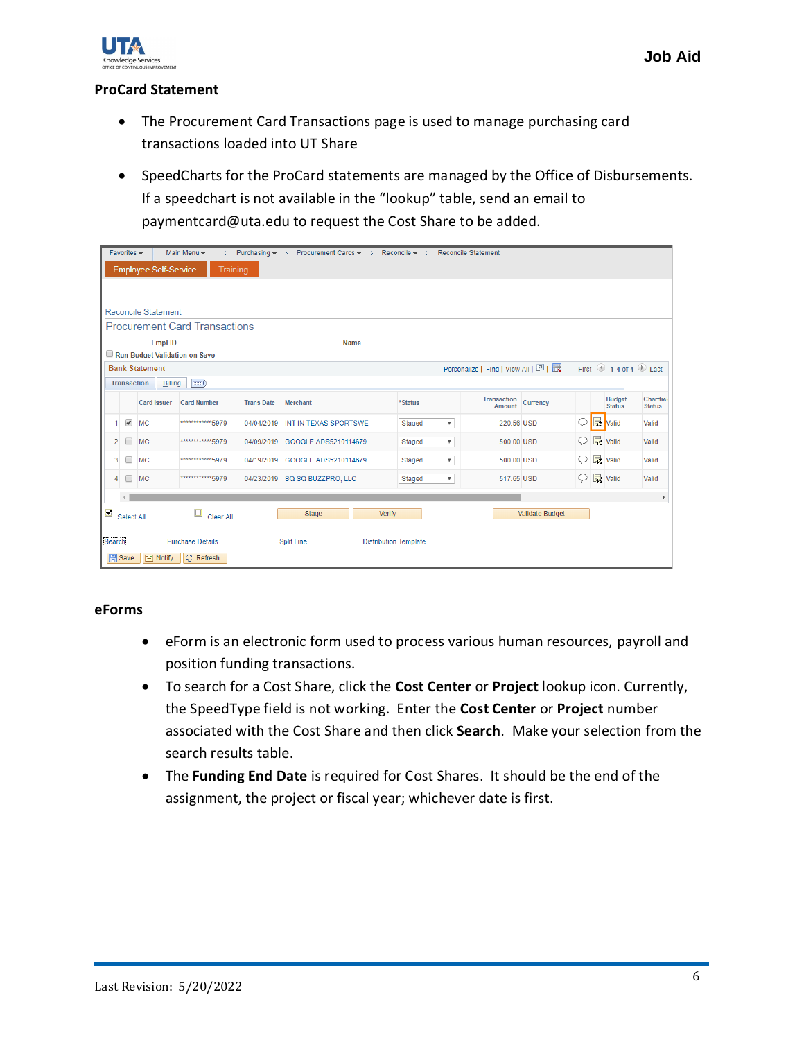## ProCard Statement

- The Procurement Card Transactions page is used to manage purchasing card transactions loaded into UT Share
- SpeedCharts for the ProCard statements are managed by the Office of Disbursements. If a speedchart is not available in the "lookup" table, send an email to paymentcard@uta.edu to request the Cost Share to be added.

## eForms

- eForm is an electronic form used to process various human resources, payroll and position funding transactions.
- To search for a Cost Share, click the **Cost Center** or **Project** lookup icon. Currently, the SpeedType field is not working. Enter the **Cost Center** or **Project** number associated with the Cost Share and then click **Search**. Make your selection from the search results table.
- The **Funding End Date** is required for Cost Shares. It should be the end of the assignment, the project or fiscal year; whichever date is first.

Last Revision: 5/20/2022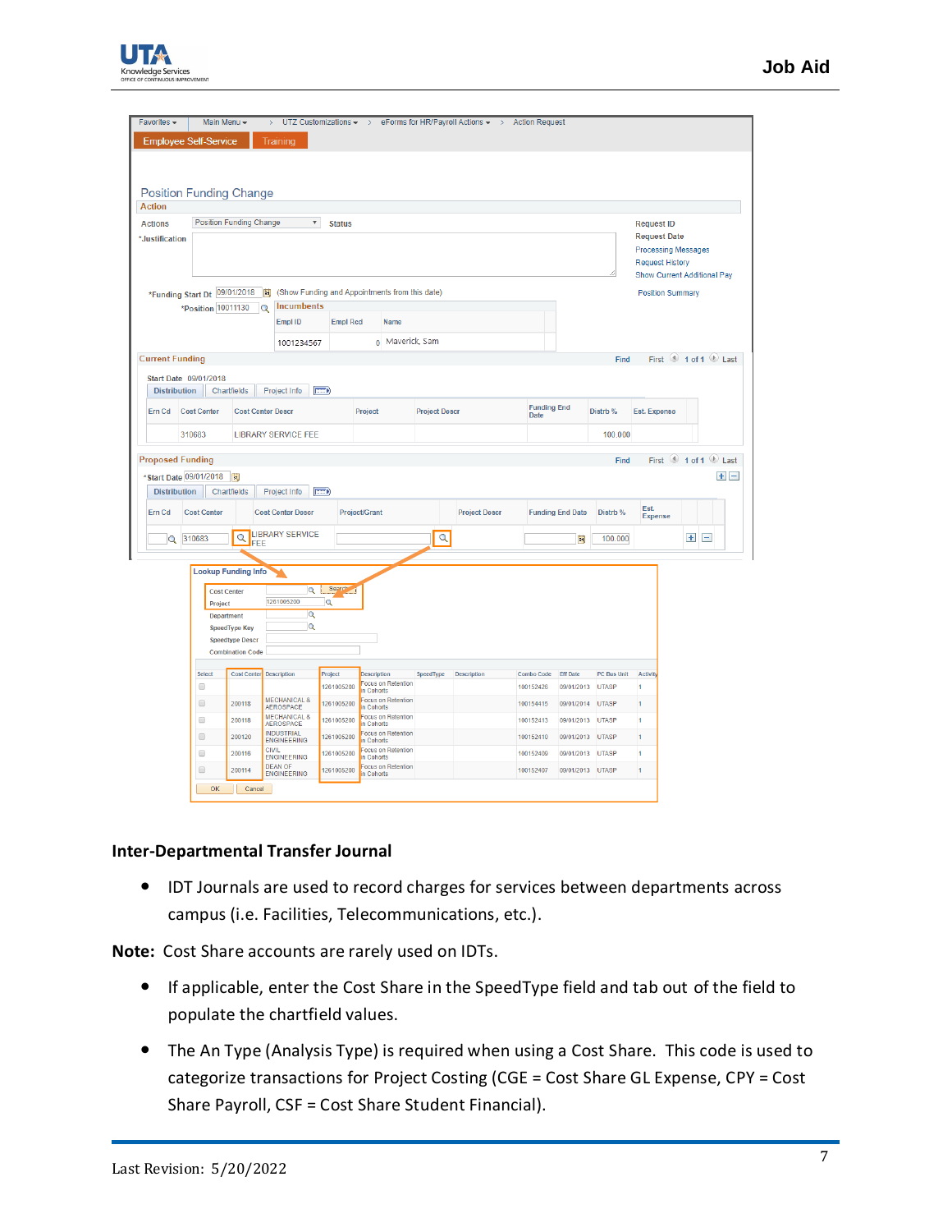## Inter-Departmental Transfer Journal

- IDT Journals are used to record charges for services between departments across campus (i.e. Facilities, Telecommunications, etc.).

**Note:** Cost Share accounts are rarely used on IDTs.

- If applicable, enter the Cost Share in the SpeedType field and tab out of the field to populate the chartfield values.
- The An Type (Analysis Type) is required when using a Cost Share. This code is used to categorize transactions for Project Costing (CGE = Cost Share GL Expense, CPY = Cost Share Payroll, CSF = Cost Share Student Financial).

Last Revision: 5/20/2022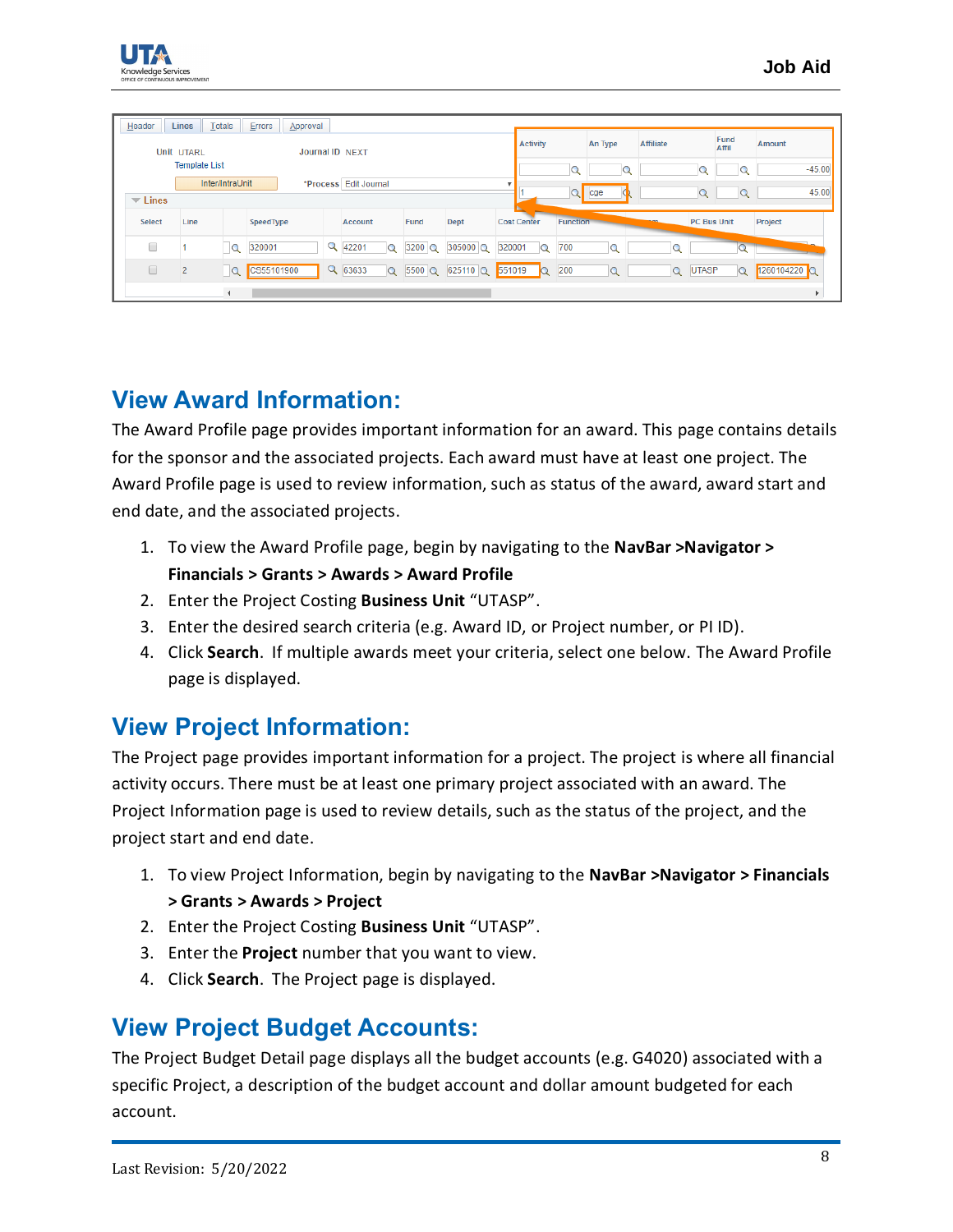## View Award Information:

The Award Profile page provides important information for an award. This page contains details for the sponsor and the associated projects. Each award must have at least one project. The Award Profile page is used to review information, such as status of the award, award start and end date, and the associated projects.

1. To view the Award Profile page, begin by navigating to the **NavBar >Navigator > Financials > Grants > Awards > Award Profile**
2. Enter the Project Costing **Business Unit** “UTASP”.
3. Enter the desired search criteria (e.g. Award ID, or Project number, or PI ID).
4. Click **Search**. If multiple awards meet your criteria, select one below. The Award Profile page is displayed.

## View Project Information:

The Project page provides important information for a project. The project is where all financial activity occurs. There must be at least one primary project associated with an award. The Project Information page is used to review details, such as the status of the project, and the project start and end date.

1. To view Project Information, begin by navigating to the **NavBar >Navigator > Financials > Grants > Awards > Project**
2. Enter the Project Costing **Business Unit** “UTASP”.
3. Enter the **Project** number that you want to view.
4. Click **Search**. The Project page is displayed.

## View Project Budget Accounts:

The Project Budget Detail page displays all the budget accounts (e.g. G4020) associated with a specific Project, a description of the budget account and dollar amount budgeted for each account.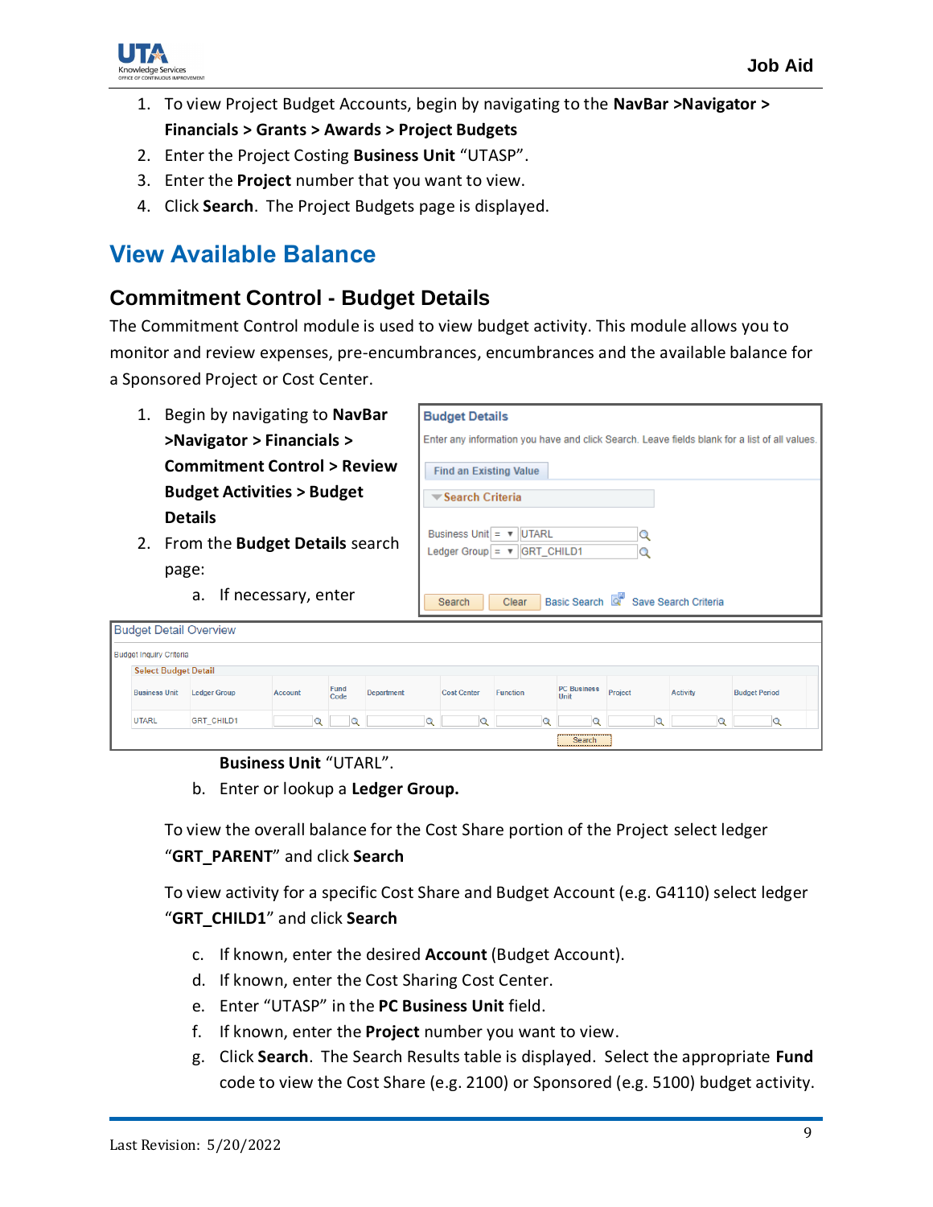1. To view Project Budget Accounts, begin by navigating to the **NavBar >Navigator > Financials > Grants > Awards > Project Budgets**
2. Enter the Project Costing **Business Unit** “UTASP”.
3. Enter the **Project** number that you want to view.
4. Click **Search**. The Project Budgets page is displayed.

# View Available Balance

## Commitment Control - Budget Details

The Commitment Control module is used to view budget activity. This module allows you to monitor and review expenses, pre-encumbrances, encumbrances and the available balance for a Sponsored Project or Cost Center.

1. Begin by navigating to **NavBar >Navigator > Financials > Commitment Control > Review Budget Activities > Budget Details**
2. From the **Budget Details** search page:
   a. If necessary, enter **Business Unit** “UTARL”.
   b. Enter or lookup a **Ledger Group.**

   To view the overall balance for the Cost Share portion of the Project select ledger “**GRT_PARENT**” and click **Search**

   To view activity for a specific Cost Share and Budget Account (e.g. G4110) select ledger “**GRT_CHILD1**” and click **Search**

   c. If known, enter the desired **Account** (Budget Account).
   d. If known, enter the Cost Sharing Cost Center.
   e. Enter “UTASP” in the **PC Business Unit** field.
   f. If known, enter the **Project** number you want to view.
   g. Click **Search**. The Search Results table is displayed. Select the appropriate **Fund** code to view the Cost Share (e.g. 2100) or Sponsored (e.g. 5100) budget activity.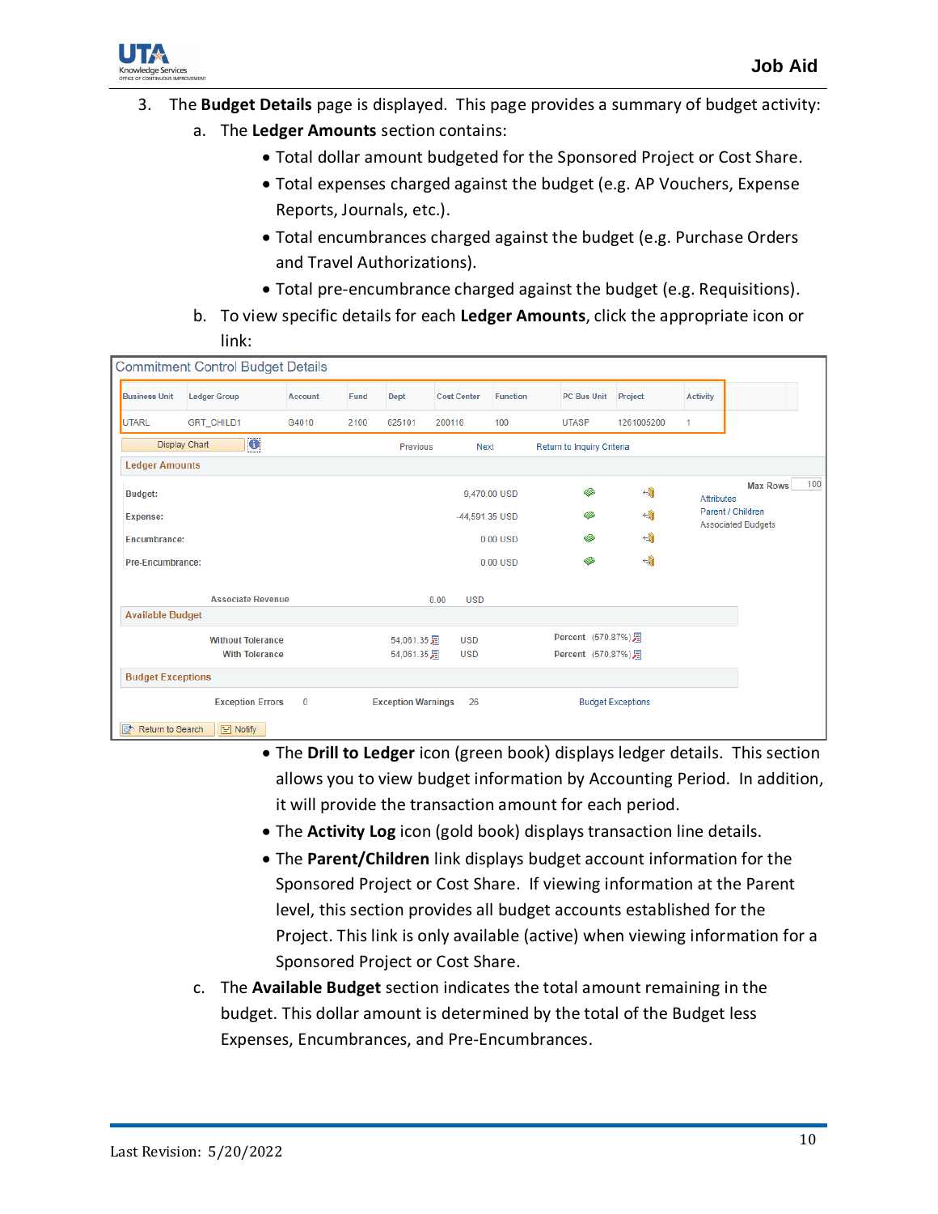3. The **Budget Details** page is displayed. This page provides a summary of budget activity:
    a. The **Ledger Amounts** section contains:
        - Total dollar amount budgeted for the Sponsored Project or Cost Share.
        - Total expenses charged against the budget (e.g. AP Vouchers, Expense Reports, Journals, etc.).
        - Total encumbrances charged against the budget (e.g. Purchase Orders and Travel Authorizations).
        - Total pre-encumbrance charged against the budget (e.g. Requisitions).

    b. To view specific details for each **Ledger Amounts**, click the appropriate icon or link:

Commitment Control Budget Details

| Business Unit | Ledger Group | Account | Fund | Dept | Cost Center | Function | PC Bus Unit | Project | Activity |
|---|---|---|---|---|---|---|---|---|---|
| UTARL | GRT_CHILD1 | G4010 | 2100 | 625101 | 200116 | 100 | UTASP | 1261005200 | 1 |

Display Chart | Previous | Next | Return to Inquiry Criteria

**Ledger Amounts**

Max Rows 100

| | Amount |
|---|---|
| Budget: | 9,470.00 USD |
| Expense: | -44,591.35 USD |
| Encumbrance: | 0.00 USD |
| Pre-Encumbrance: | 0.00 USD |

Attributes
Parent / Children
Associated Budgets

Associate Revenue 0.00 USD

**Available Budget**

| | Amount | Currency | Percent |
|---|---|---|---|
| Without Tolerance | 54,061.35 | USD | (570.87%) |
| With Tolerance | 54,061.35 | USD | (570.87%) |

**Budget Exceptions**

Exception Errors 0 | Exception Warnings 26 | Budget Exceptions

Return to Search | Notify

        - The **Drill to Ledger** icon (green book) displays ledger details. This section allows you to view budget information by Accounting Period. In addition, it will provide the transaction amount for each period.
        - The **Activity Log** icon (gold book) displays transaction line details.
        - The **Parent/Children** link displays budget account information for the Sponsored Project or Cost Share. If viewing information at the Parent level, this section provides all budget accounts established for the Project. This link is only available (active) when viewing information for a Sponsored Project or Cost Share.

    c. The **Available Budget** section indicates the total amount remaining in the budget. This dollar amount is determined by the total of the Budget less Expenses, Encumbrances, and Pre-Encumbrances.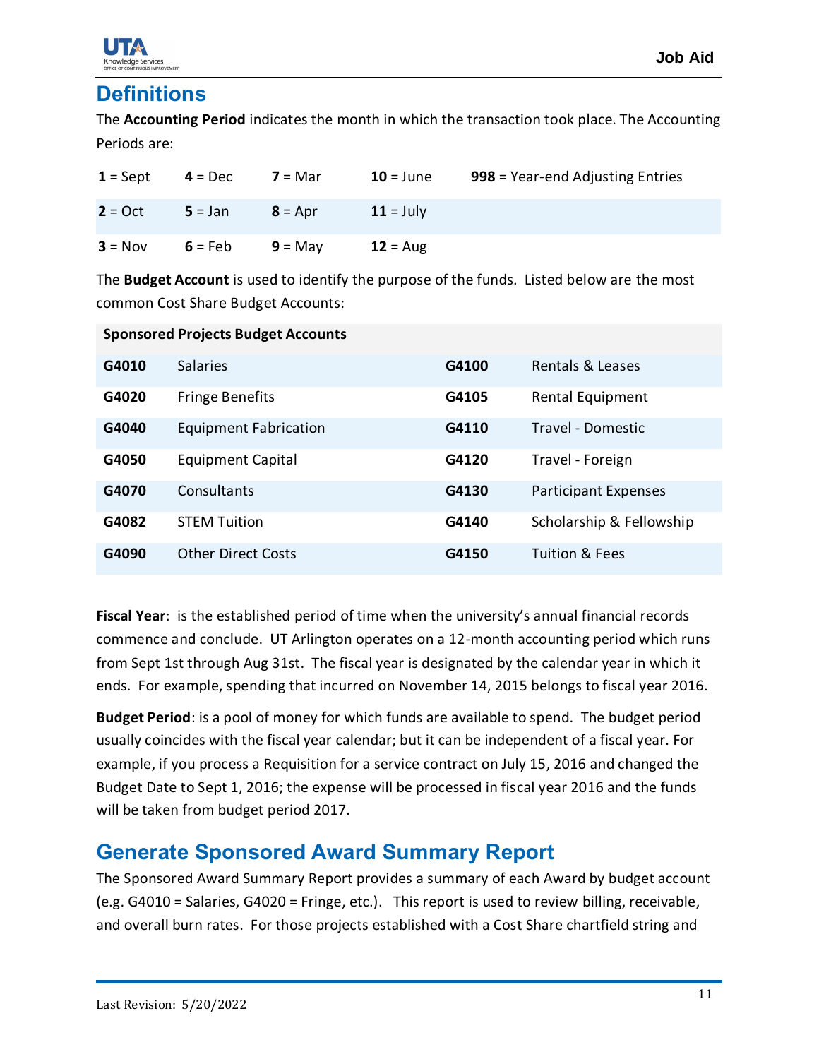## Definitions

The **Accounting Period** indicates the month in which the transaction took place. The Accounting Periods are:

| | | | | |
|---|---|---|---|---|
| **1** = Sept | **4** = Dec | **7** = Mar | **10** = June | **998** = Year-end Adjusting Entries |
| **2** = Oct | **5** = Jan | **8** = Apr | **11** = July | |
| **3** = Nov | **6** = Feb | **9** = May | **12** = Aug | |

The **Budget Account** is used to identify the purpose of the funds. Listed below are the most common Cost Share Budget Accounts:

| **Sponsored Projects Budget Accounts** | | | |
|---|---|---|---|
| **G4010** | Salaries | **G4100** | Rentals & Leases |
| **G4020** | Fringe Benefits | **G4105** | Rental Equipment |
| **G4040** | Equipment Fabrication | **G4110** | Travel - Domestic |
| **G4050** | Equipment Capital | **G4120** | Travel - Foreign |
| **G4070** | Consultants | **G4130** | Participant Expenses |
| **G4082** | STEM Tuition | **G4140** | Scholarship & Fellowship |
| **G4090** | Other Direct Costs | **G4150** | Tuition & Fees |

**Fiscal Year**: is the established period of time when the university's annual financial records commence and conclude. UT Arlington operates on a 12-month accounting period which runs from Sept 1st through Aug 31st. The fiscal year is designated by the calendar year in which it ends. For example, spending that incurred on November 14, 2015 belongs to fiscal year 2016.

**Budget Period**: is a pool of money for which funds are available to spend. The budget period usually coincides with the fiscal year calendar; but it can be independent of a fiscal year. For example, if you process a Requisition for a service contract on July 15, 2016 and changed the Budget Date to Sept 1, 2016; the expense will be processed in fiscal year 2016 and the funds will be taken from budget period 2017.

## Generate Sponsored Award Summary Report

The Sponsored Award Summary Report provides a summary of each Award by budget account (e.g. G4010 = Salaries, G4020 = Fringe, etc.). This report is used to review billing, receivable, and overall burn rates. For those projects established with a Cost Share chartfield string and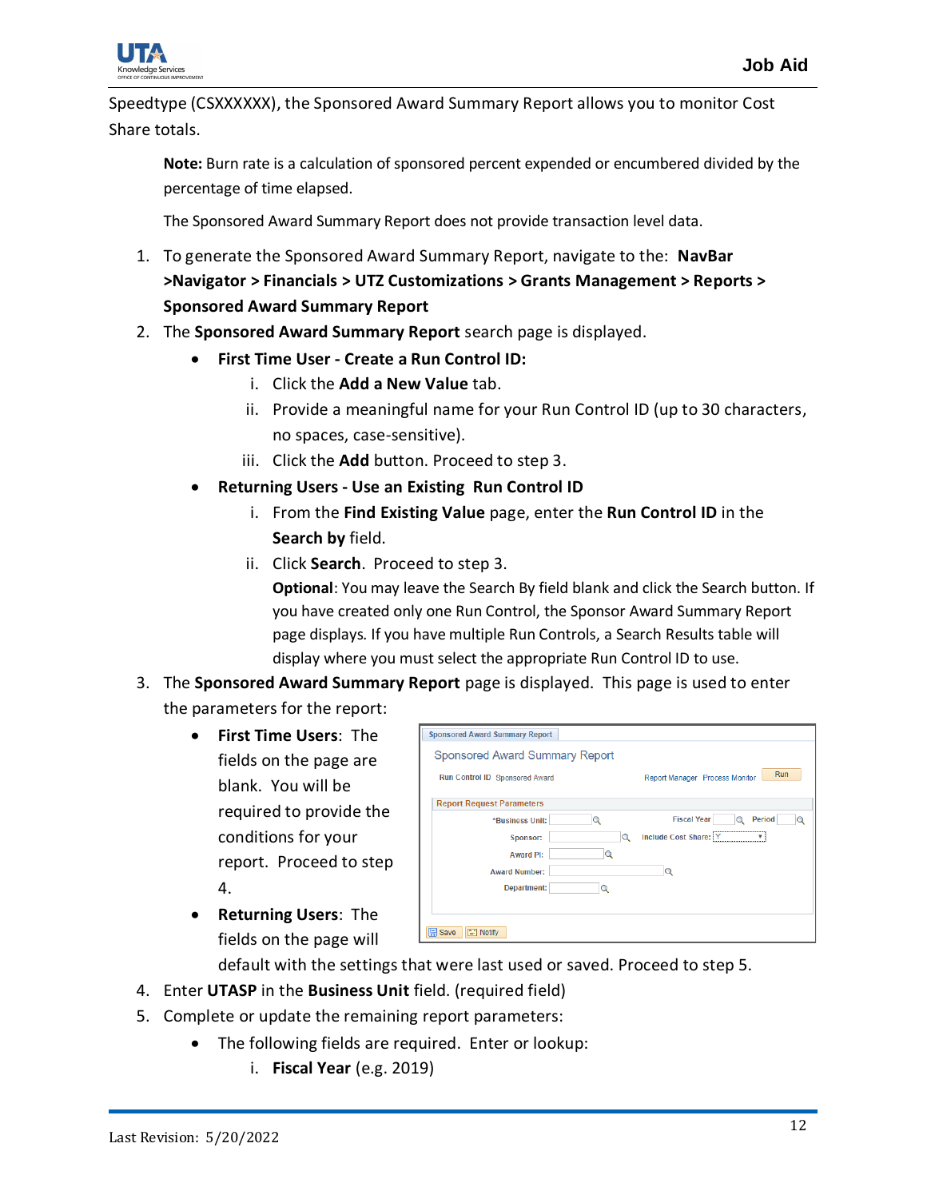Speedtype (CSXXXXXX), the Sponsored Award Summary Report allows you to monitor Cost Share totals.

> **Note:** Burn rate is a calculation of sponsored percent expended or encumbered divided by the percentage of time elapsed.
>
> The Sponsored Award Summary Report does not provide transaction level data.

1. To generate the Sponsored Award Summary Report, navigate to the: **NavBar >Navigator > Financials > UTZ Customizations > Grants Management > Reports > Sponsored Award Summary Report**
2. The **Sponsored Award Summary Report** search page is displayed.
   - **First Time User - Create a Run Control ID:**
     1. Click the **Add a New Value** tab.
     2. Provide a meaningful name for your Run Control ID (up to 30 characters, no spaces, case-sensitive).
     3. Click the **Add** button. Proceed to step 3.
   - **Returning Users - Use an Existing Run Control ID**
     1. From the **Find Existing Value** page, enter the **Run Control ID** in the **Search by** field.
     2. Click **Search**. Proceed to step 3.

        **Optional**: You may leave the Search By field blank and click the Search button. If you have created only one Run Control, the Sponsor Award Summary Report page displays. If you have multiple Run Controls, a Search Results table will display where you must select the appropriate Run Control ID to use.
3. The **Sponsored Award Summary Report** page is displayed. This page is used to enter the parameters for the report:
   - **First Time Users**: The fields on the page are blank. You will be required to provide the conditions for your report. Proceed to step 4.
   - **Returning Users**: The fields on the page will default with the settings that were last used or saved. Proceed to step 5.
4. Enter **UTASP** in the **Business Unit** field. (required field)
5. Complete or update the remaining report parameters:
   - The following fields are required. Enter or lookup:
     1. **Fiscal Year** (e.g. 2019)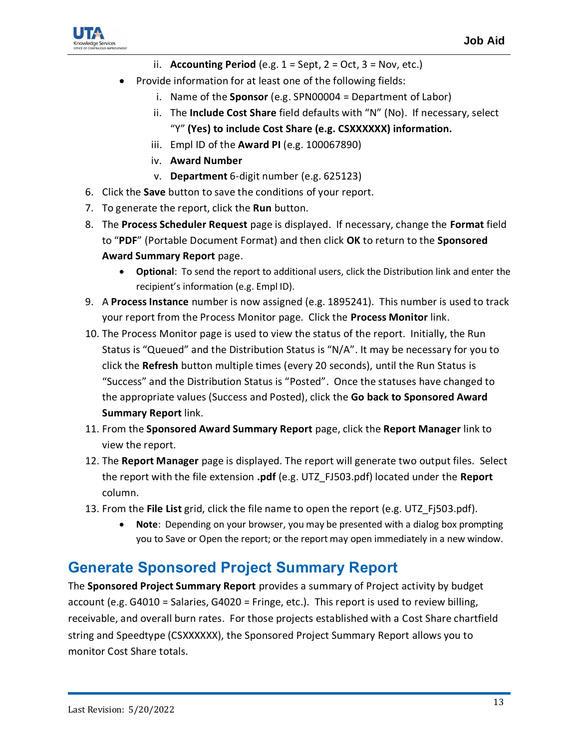ii. **Accounting Period** (e.g. 1 = Sept, 2 = Oct, 3 = Nov, etc.)

- Provide information for at least one of the following fields:
   i. Name of the **Sponsor** (e.g. SPN00004 = Department of Labor)
   ii. The **Include Cost Share** field defaults with "N" (No). If necessary, select "Y" **(Yes) to include Cost Share (e.g. CSXXXXXX) information.**
   iii. Empl ID of the **Award PI** (e.g. 100067890)
   iv. **Award Number**
   v. **Department** 6-digit number (e.g. 625123)

6. Click the **Save** button to save the conditions of your report.
7. To generate the report, click the **Run** button.
8. The **Process Scheduler Request** page is displayed. If necessary, change the **Format** field to "**PDF**" (Portable Document Format) and then click **OK** to return to the **Sponsored Award Summary Report** page.
   - **Optional**: To send the report to additional users, click the Distribution link and enter the recipient's information (e.g. Empl ID).
9. A **Process Instance** number is now assigned (e.g. 1895241). This number is used to track your report from the Process Monitor page. Click the **Process Monitor** link.
10. The Process Monitor page is used to view the status of the report. Initially, the Run Status is "Queued" and the Distribution Status is "N/A". It may be necessary for you to click the **Refresh** button multiple times (every 20 seconds), until the Run Status is "Success" and the Distribution Status is "Posted". Once the statuses have changed to the appropriate values (Success and Posted), click the **Go back to Sponsored Award Summary Report** link.
11. From the **Sponsored Award Summary Report** page, click the **Report Manager** link to view the report.
12. The **Report Manager** page is displayed. The report will generate two output files. Select the report with the file extension **.pdf** (e.g. UTZ_FJ503.pdf) located under the **Report** column.
13. From the **File List** grid, click the file name to open the report (e.g. UTZ_Fj503.pdf).
   - **Note**: Depending on your browser, you may be presented with a dialog box prompting you to Save or Open the report; or the report may open immediately in a new window.

## Generate Sponsored Project Summary Report

The **Sponsored Project Summary Report** provides a summary of Project activity by budget account (e.g. G4010 = Salaries, G4020 = Fringe, etc.). This report is used to review billing, receivable, and overall burn rates. For those projects established with a Cost Share chartfield string and Speedtype (CSXXXXXX), the Sponsored Project Summary Report allows you to monitor Cost Share totals.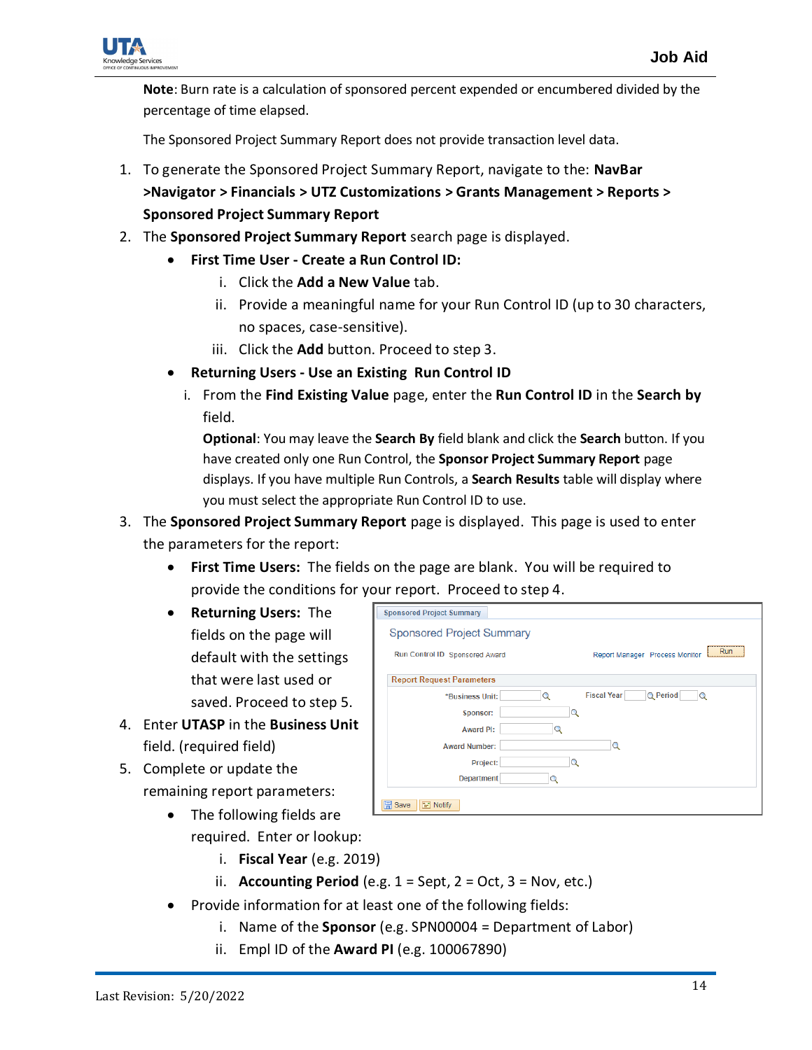**Note**: Burn rate is a calculation of sponsored percent expended or encumbered divided by the percentage of time elapsed.

The Sponsored Project Summary Report does not provide transaction level data.

1. To generate the Sponsored Project Summary Report, navigate to the: **NavBar >Navigator > Financials > UTZ Customizations > Grants Management > Reports > Sponsored Project Summary Report**
2. The **Sponsored Project Summary Report** search page is displayed.
   - **First Time User - Create a Run Control ID:**
     i. Click the **Add a New Value** tab.
     ii. Provide a meaningful name for your Run Control ID (up to 30 characters, no spaces, case-sensitive).
     iii. Click the **Add** button. Proceed to step 3.
   - **Returning Users - Use an Existing Run Control ID**
     i. From the **Find Existing Value** page, enter the **Run Control ID** in the **Search by** field.

     **Optional**: You may leave the **Search By** field blank and click the **Search** button. If you have created only one Run Control, the **Sponsor Project Summary Report** page displays. If you have multiple Run Controls, a **Search Results** table will display where you must select the appropriate Run Control ID to use.
3. The **Sponsored Project Summary Report** page is displayed. This page is used to enter the parameters for the report:
   - **First Time Users:** The fields on the page are blank. You will be required to provide the conditions for your report. Proceed to step 4.
   - **Returning Users:** The fields on the page will default with the settings that were last used or saved. Proceed to step 5.
4. Enter **UTASP** in the **Business Unit** field. (required field)
5. Complete or update the remaining report parameters:
   - The following fields are required. Enter or lookup:
     i. **Fiscal Year** (e.g. 2019)
     ii. **Accounting Period** (e.g. 1 = Sept, 2 = Oct, 3 = Nov, etc.)
   - Provide information for at least one of the following fields:
     i. Name of the **Sponsor** (e.g. SPN00004 = Department of Labor)
     ii. Empl ID of the **Award PI** (e.g. 100067890)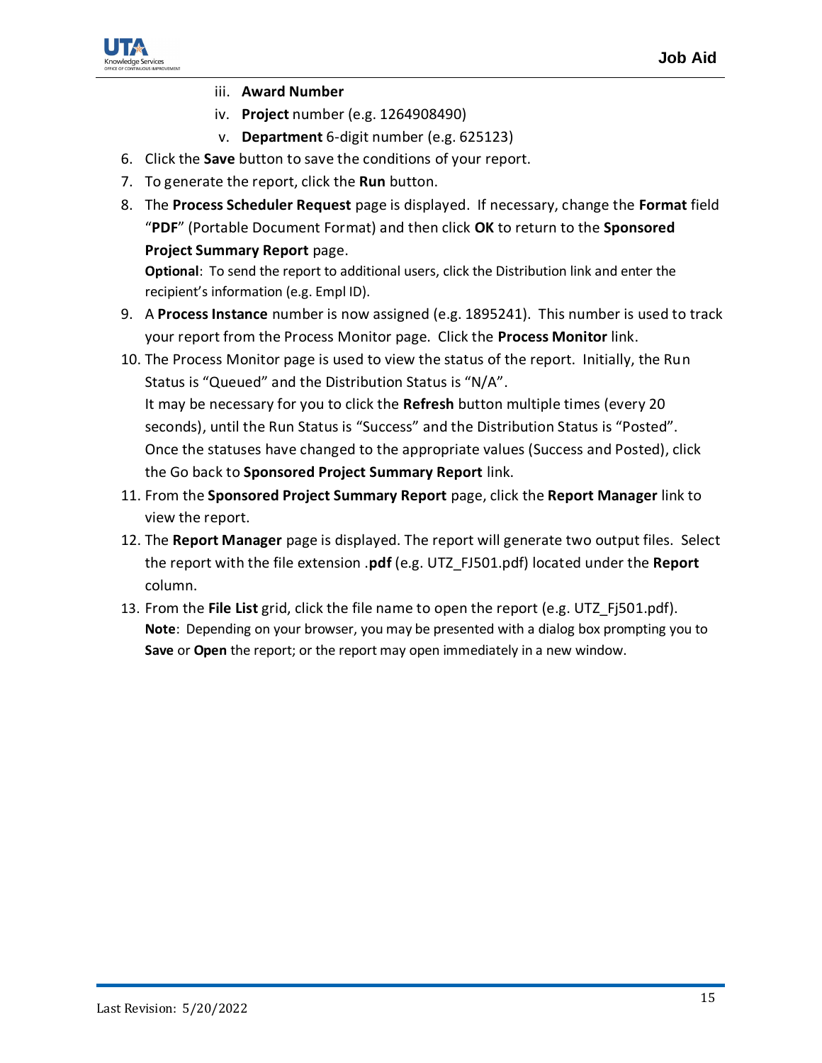iii. **Award Number**
   iv. **Project** number (e.g. 1264908490)
   v. **Department** 6-digit number (e.g. 625123)

6. Click the **Save** button to save the conditions of your report.
7. To generate the report, click the **Run** button.
8. The **Process Scheduler Request** page is displayed. If necessary, change the **Format** field "**PDF**" (Portable Document Format) and then click **OK** to return to the **Sponsored Project Summary Report** page.
   **Optional**: To send the report to additional users, click the Distribution link and enter the recipient's information (e.g. Empl ID).
9. A **Process Instance** number is now assigned (e.g. 1895241). This number is used to track your report from the Process Monitor page. Click the **Process Monitor** link.
10. The Process Monitor page is used to view the status of the report. Initially, the Run Status is "Queued" and the Distribution Status is "N/A".
    It may be necessary for you to click the **Refresh** button multiple times (every 20 seconds), until the Run Status is "Success" and the Distribution Status is "Posted". Once the statuses have changed to the appropriate values (Success and Posted), click the Go back to **Sponsored Project Summary Report** link.
11. From the **Sponsored Project Summary Report** page, click the **Report Manager** link to view the report.
12. The **Report Manager** page is displayed. The report will generate two output files. Select the report with the file extension .**pdf** (e.g. UTZ_FJ501.pdf) located under the **Report** column.
13. From the **File List** grid, click the file name to open the report (e.g. UTZ_Fj501.pdf).
    **Note**: Depending on your browser, you may be presented with a dialog box prompting you to **Save** or **Open** the report; or the report may open immediately in a new window.